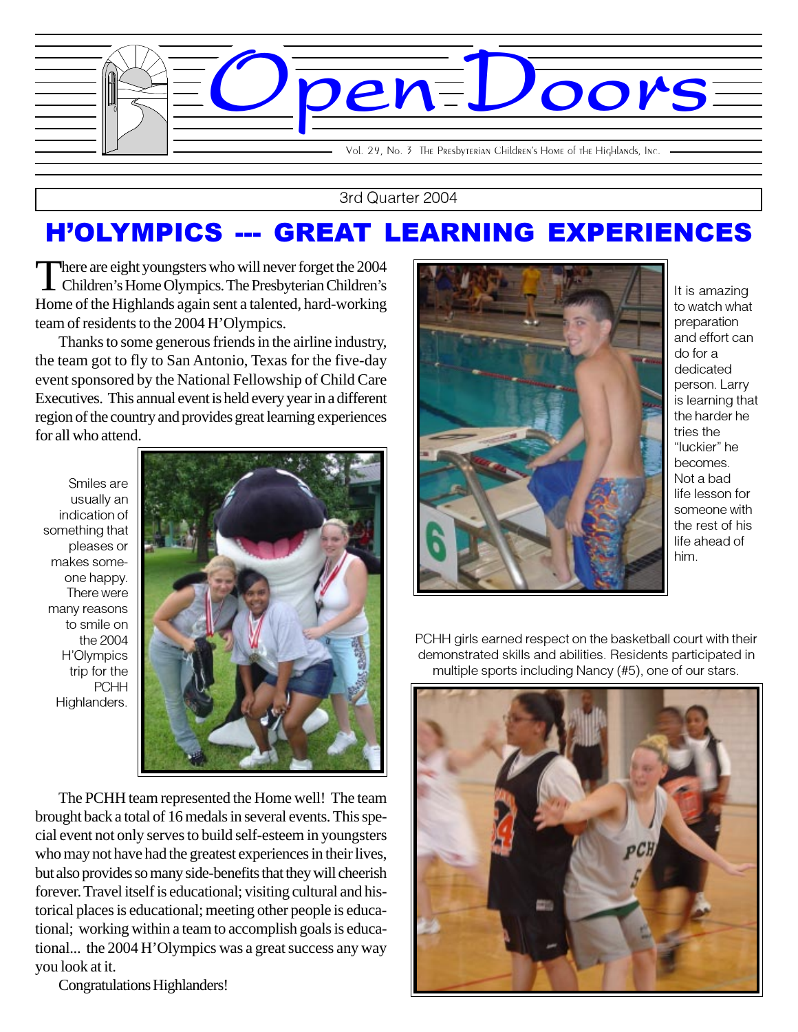# Open Doors

Vol. 29, No. 3 The Presbyterian Children's Home of the Highlands, Inc.

3rd Quarter 2004

## H'OLYMPICS --- GREAT LEARNING EXPERIENCES

There are eight youngsters who will never forget the 2004 Children's Home Olympics. The Presbyterian Children's Home of the Highlands again sent a talented, hard-working team of residents to the 2004 H'Olympics.

Thanks to some generous friends in the airline industry, the team got to fly to San Antonio, Texas for the five-day event sponsored by the National Fellowship of Child Care Executives. This annual event is held every year in a different region of the country and provides great learning experiences for all who attend.

Smiles are usually an indication of something that pleases or makes someone happy. There were many reasons to smile on the 2004 H'Olympics trip for the PCHH Highlanders.

The PCHH team represented the Home well! The team brought back a total of 16 medals in several events. This special event not only serves to build self-esteem in youngsters who may not have had the greatest experiences in their lives, but also provides so many side-benefits that they will cheerish forever. Travel itself is educational; visiting cultural and historical places is educational; meeting other people is educational; working within a team to accomplish goals is educational... the 2004 H'Olympics was a great success any way you look at it.

Congratulations Highlanders!

It is amazing to watch what preparation and effort can do for a dedicated person. Larry is learning that the harder he tries the "luckier" he becomes. Not a bad life lesson for someone with the rest of his life ahead of him.

PCHH girls earned respect on the basketball court with their demonstrated skills and abilities. Residents participated in multiple sports including Nancy (#5), one of our stars.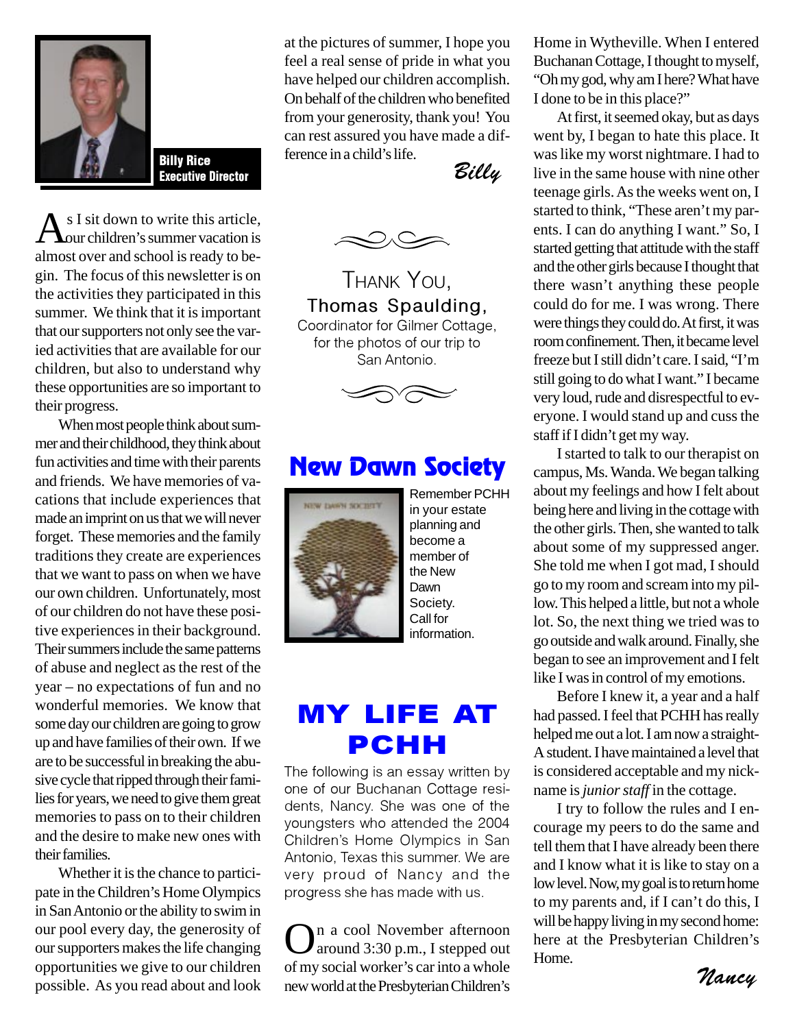**Billy Rice**
**Executive Director**

As I sit down to write this article, our children's summer vacation is almost over and school is ready to begin. The focus of this newsletter is on the activities they participated in this summer. We think that it is important that our supporters not only see the varied activities that are available for our children, but also to understand why these opportunities are so important to their progress.

When most people think about summer and their childhood, they think about fun activities and time with their parents and friends. We have memories of vacations that include experiences that made an imprint on us that we will never forget. These memories and the family traditions they create are experiences that we want to pass on when we have our own children. Unfortunately, most of our children do not have these positive experiences in their background. Their summers include the same patterns of abuse and neglect as the rest of the year – no expectations of fun and no wonderful memories. We know that some day our children are going to grow up and have families of their own. If we are to be successful in breaking the abusive cycle that ripped through their families for years, we need to give them great memories to pass on to their children and the desire to make new ones with their families.

Whether it is the chance to participate in the Children's Home Olympics in San Antonio or the ability to swim in our pool every day, the generosity of our supporters makes the life changing opportunities we give to our children possible. As you read about and look at the pictures of summer, I hope you feel a real sense of pride in what you have helped our children accomplish. On behalf of the children who benefited from your generosity, thank you! You can rest assured you have made a difference in a child's life.

*Billy*

THANK YOU,
Thomas Spaulding,
Coordinator for Gilmer Cottage,
for the photos of our trip to San Antonio.

## New Dawn Society

Remember PCHH in your estate planning and become a member of the New Dawn Society. Call for information.

## MY LIFE AT PCHH

The following is an essay written by one of our Buchanan Cottage residents, Nancy. She was one of the youngsters who attended the 2004 Children's Home Olympics in San Antonio, Texas this summer. We are very proud of Nancy and the progress she has made with us.

On a cool November afternoon around 3:30 p.m., I stepped out of my social worker's car into a whole new world at the Presbyterian Children's Home in Wytheville. When I entered Buchanan Cottage, I thought to myself, "Oh my god, why am I here? What have I done to be in this place?"

At first, it seemed okay, but as days went by, I began to hate this place. It was like my worst nightmare. I had to live in the same house with nine other teenage girls. As the weeks went on, I started to think, "These aren't my parents. I can do anything I want." So, I started getting that attitude with the staff and the other girls because I thought that there wasn't anything these people could do for me. I was wrong. There were things they could do. At first, it was room confinement. Then, it became level freeze but I still didn't care. I said, "I'm still going to do what I want." I became very loud, rude and disrespectful to everyone. I would stand up and cuss the staff if I didn't get my way.

I started to talk to our therapist on campus, Ms. Wanda. We began talking about my feelings and how I felt about being here and living in the cottage with the other girls. Then, she wanted to talk about some of my suppressed anger. She told me when I got mad, I should go to my room and scream into my pillow. This helped a little, but not a whole lot. So, the next thing we tried was to go outside and walk around. Finally, she began to see an improvement and I felt like I was in control of my emotions.

Before I knew it, a year and a half had passed. I feel that PCHH has really helped me out a lot. I am now a straight-A student. I have maintained a level that is considered acceptable and my nickname is *junior staff* in the cottage.

I try to follow the rules and I encourage my peers to do the same and tell them that I have already been there and I know what it is like to stay on a low level. Now, my goal is to return home to my parents and, if I can't do this, I will be happy living in my second home: here at the Presbyterian Children's Home.

*Nancy*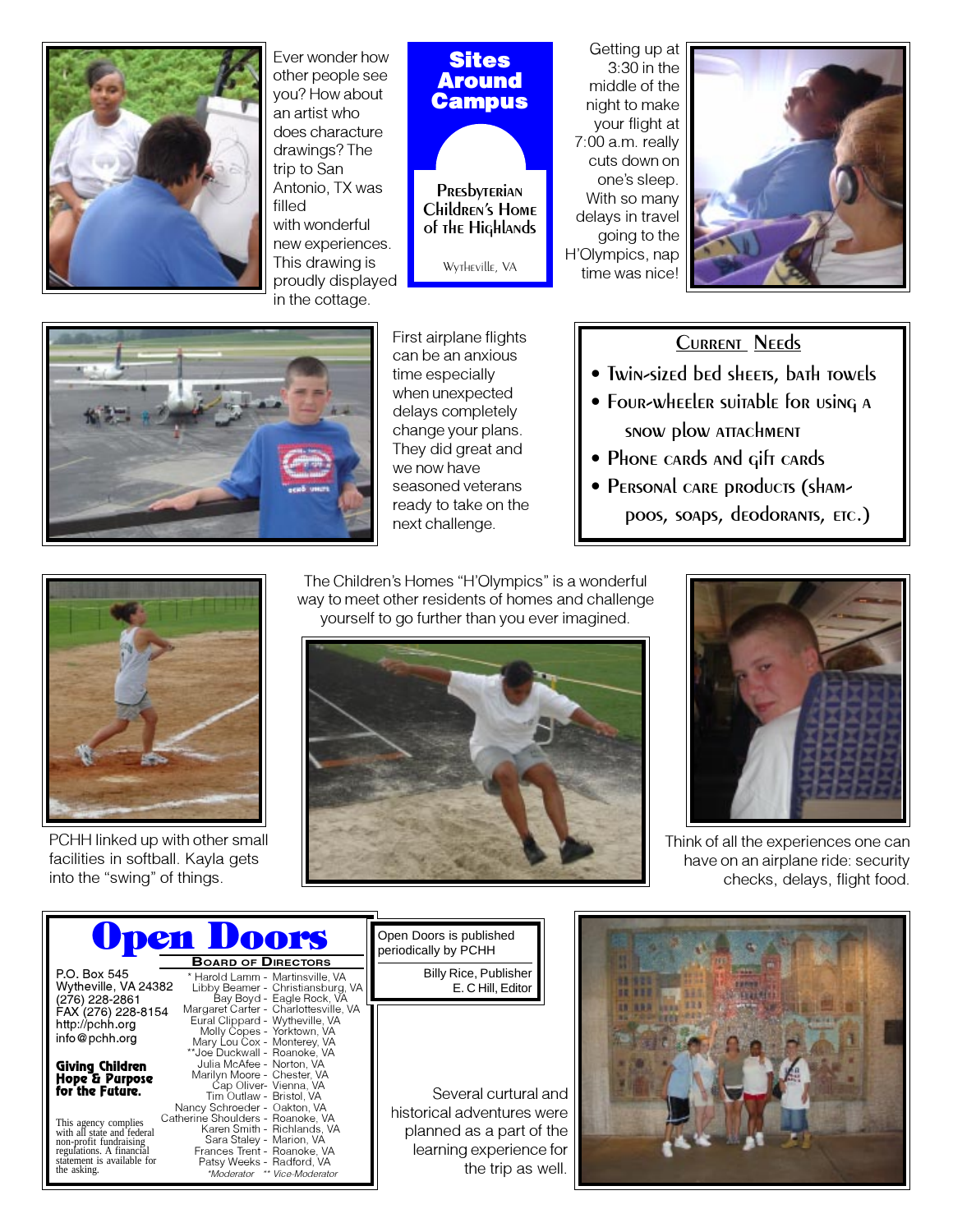Ever wonder how other people see you? How about an artist who does characture drawings? The trip to San Antonio, TX was filled with wonderful new experiences. This drawing is proudly displayed in the cottage.

## Sites Around Campus

**Presbyterian Children's Home of the Highlands**

Wytheville, VA

Getting up at 3:30 in the middle of the night to make your flight at 7:00 a.m. really cuts down on one's sleep. With so many delays in travel going to the H'Olympics, nap time was nice!

First airplane flights can be an anxious time especially when unexpected delays completely change your plans. They did great and we now have seasoned veterans ready to take on the next challenge.

### Current Needs

- Twin-sized bed sheets, bath towels
- Four-wheeler suitable for using a snow plow attachment
- Phone cards and gift cards
- Personal care products (shampoos, soaps, deodorants, etc.)

The Children's Homes "H'Olympics" is a wonderful way to meet other residents of homes and challenge yourself to go further than you ever imagined.

PCHH linked up with other small facilities in softball. Kayla gets into the "swing" of things.

Think of all the experiences one can have on an airplane ride: security checks, delays, flight food.

# Open Doors

P.O. Box 545
Wytheville, VA 24382
(276) 228-2861
FAX (276) 228-8154
http://pchh.org
info@pchh.org

**Giving Children Hope & Purpose for the Future.**

This agency complies with all state and federal non-profit fundraising regulations. A financial statement is available for the asking.

### Board of Directors

\* Harold Lamm - Martinsville, VA
Libby Beamer - Christiansburg, VA
Bay Boyd - Eagle Rock, VA
Margaret Carter - Charlottesville, VA
Eural Clippard - Wytheville, VA
Molly Copes - Yorktown, VA
Mary Lou Cox - Monterey, VA
\*\*Joe Duckwall - Roanoke, VA
Julia McAfee - Norton, VA
Marilyn Moore - Chester, VA
Cap Oliver- Vienna, VA
Tim Outlaw - Bristol, VA
Nancy Schroeder - Oakton, VA
Catherine Shoulders - Roanoke, VA
Karen Smith - Richlands, VA
Sara Staley - Marion, VA
Frances Trent - Roanoke, VA
Patsy Weeks - Radford, VA

*\*Moderator \*\* Vice-Moderator*

Open Doors is published periodically by PCHH

Billy Rice, Publisher
E. C Hill, Editor

Several curtural and historical adventures were planned as a part of the learning experience for the trip as well.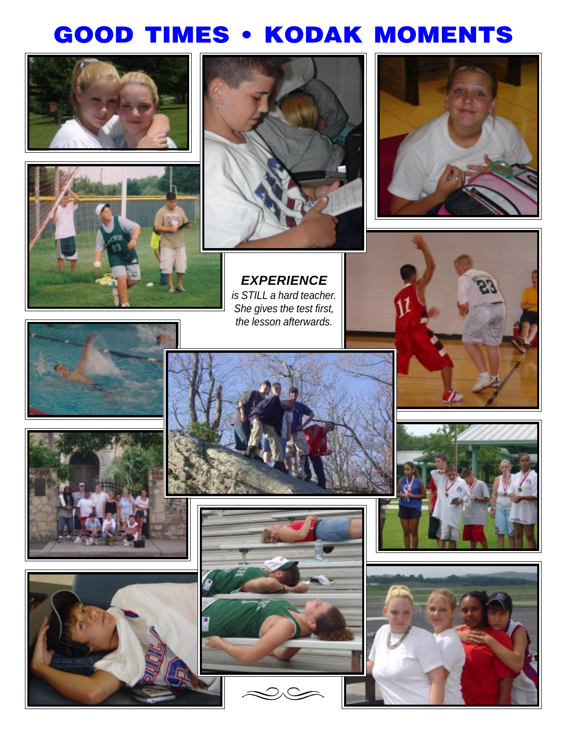# GOOD TIMES • KODAK MOMENTS

***EXPERIENCE***
*is STILL a hard teacher.*
*She gives the test first,*
*the lesson afterwards.*